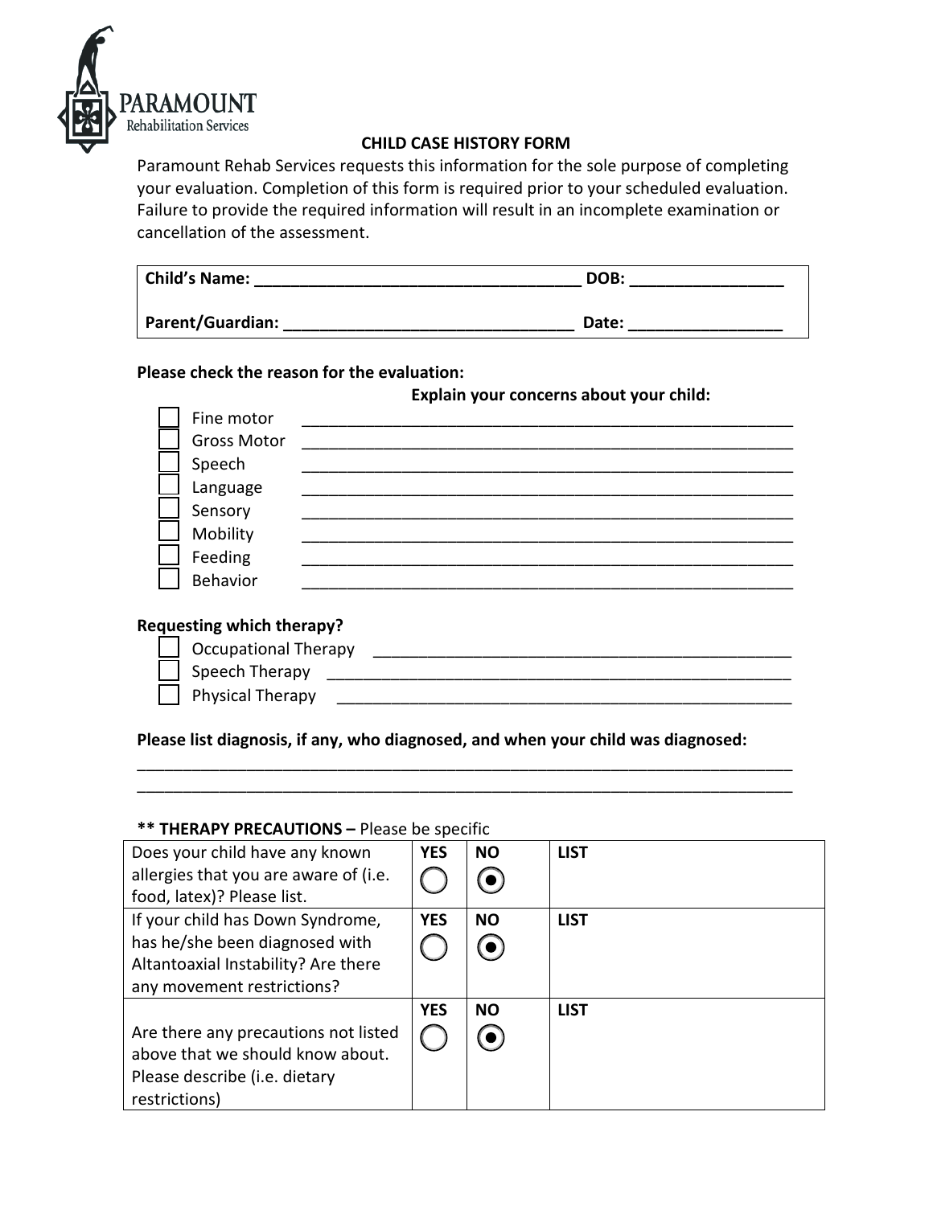PARAMOUNT
Rehabilitation Services

# CHILD CASE HISTORY FORM

Paramount Rehab Services requests this information for the sole purpose of completing your evaluation. Completion of this form is required prior to your scheduled evaluation. Failure to provide the required information will result in an incomplete examination or cancellation of the assessment.

| **Child's Name:** ___________________________________ | **DOB:** _________________ |
|---|---|
| **Parent/Guardian:** _______________________________ | **Date:** _________________ |

**Please check the reason for the evaluation:**

**Explain your concerns about your child:**

- ☐ Fine motor ______________________________________________________
- ☐ Gross Motor ______________________________________________________
- ☐ Speech ______________________________________________________
- ☐ Language ______________________________________________________
- ☐ Sensory ______________________________________________________
- ☐ Mobility ______________________________________________________
- ☐ Feeding ______________________________________________________
- ☐ Behavior ______________________________________________________

**Requesting which therapy?**

- ☐ Occupational Therapy ______________________________________________
- ☐ Speech Therapy ______________________________________________
- ☐ Physical Therapy ______________________________________________

**Please list diagnosis, if any, who diagnosed, and when your child was diagnosed:**

___________________________________________________________________________
___________________________________________________________________________

**\*\* THERAPY PRECAUTIONS –** Please be specific

| | **YES** | **NO** | **LIST** |
|---|---|---|---|
| Does your child have any known allergies that you are aware of (i.e. food, latex)? Please list. | ○ | ◉ | |
| If your child has Down Syndrome, has he/she been diagnosed with Altantoaxial Instability? Are there any movement restrictions? | ○ | ◉ | |
| Are there any precautions not listed above that we should know about. Please describe (i.e. dietary restrictions) | ○ | ◉ | |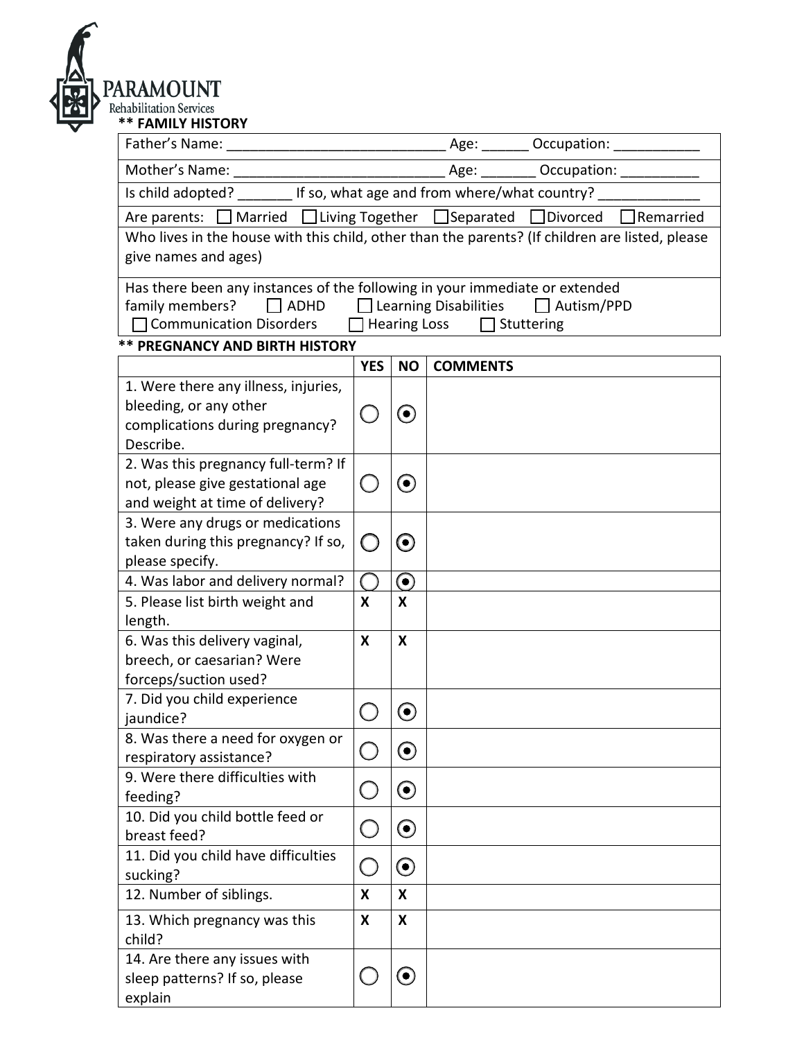PARAMOUNT
Rehabilitation Services

**** FAMILY HISTORY**

| |
|---|
| Father's Name: ___________________________ Age: ______ Occupation: ___________ |
| Mother's Name: ___________________________ Age: _______ Occupation: __________ |
| Is child adopted? _______ If so, what age and from where/what country? _____________ |
| Are parents: ☐ Married ☐ Living Together ☐ Separated ☐ Divorced ☐ Remarried |
| Who lives in the house with this child, other than the parents? (If children are listed, please give names and ages) |
| Has there been any instances of the following in your immediate or extended family members? ☐ ADHD ☐ Learning Disabilities ☐ Autism/PPD ☐ Communication Disorders ☐ Hearing Loss ☐ Stuttering |

**** PREGNANCY AND BIRTH HISTORY**

| | YES | NO | COMMENTS |
|---|---|---|---|
| 1. Were there any illness, injuries, bleeding, or any other complications during pregnancy? Describe. | ○ | ◉ | |
| 2. Was this pregnancy full-term? If not, please give gestational age and weight at time of delivery? | ○ | ◉ | |
| 3. Were any drugs or medications taken during this pregnancy? If so, please specify. | ○ | ◉ | |
| 4. Was labor and delivery normal? | ○ | ◉ | |
| 5. Please list birth weight and length. | X | X | |
| 6. Was this delivery vaginal, breech, or caesarian? Were forceps/suction used? | X | X | |
| 7. Did you child experience jaundice? | ○ | ◉ | |
| 8. Was there a need for oxygen or respiratory assistance? | ○ | ◉ | |
| 9. Were there difficulties with feeding? | ○ | ◉ | |
| 10. Did you child bottle feed or breast feed? | ○ | ◉ | |
| 11. Did you child have difficulties sucking? | ○ | ◉ | |
| 12. Number of siblings. | X | X | |
| 13. Which pregnancy was this child? | X | X | |
| 14. Are there any issues with sleep patterns? If so, please explain | ○ | ◉ | |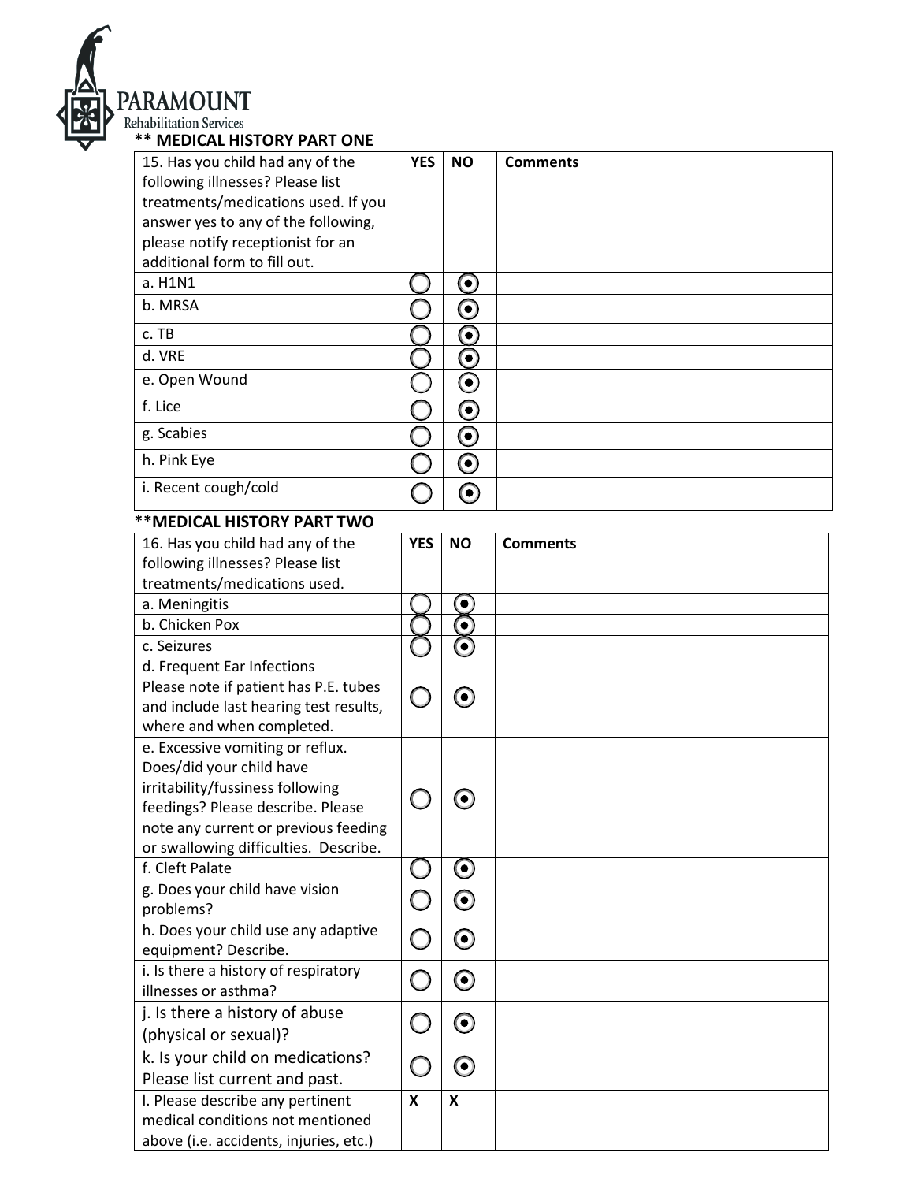PARAMOUNT
Rehabilitation Services

**** MEDICAL HISTORY PART ONE**

| 15. Has you child had any of the following illnesses? Please list treatments/medications used. If you answer yes to any of the following, please notify receptionist for an additional form to fill out. | YES | NO | Comments |
|---|---|---|---|
| a. H1N1 | ○ | ◉ | |
| b. MRSA | ○ | ◉ | |
| c. TB | ○ | ◉ | |
| d. VRE | ○ | ◉ | |
| e. Open Wound | ○ | ◉ | |
| f. Lice | ○ | ◉ | |
| g. Scabies | ○ | ◉ | |
| h. Pink Eye | ○ | ◉ | |
| i. Recent cough/cold | ○ | ◉ | |

****MEDICAL HISTORY PART TWO**

| 16. Has you child had any of the following illnesses? Please list treatments/medications used. | YES | NO | Comments |
|---|---|---|---|
| a. Meningitis | ○ | ◉ | |
| b. Chicken Pox | ○ | ◉ | |
| c. Seizures | ○ | ◉ | |
| d. Frequent Ear Infections Please note if patient has P.E. tubes and include last hearing test results, where and when completed. | ○ | ◉ | |
| e. Excessive vomiting or reflux. Does/did your child have irritability/fussiness following feedings? Please describe. Please note any current or previous feeding or swallowing difficulties. Describe. | ○ | ◉ | |
| f. Cleft Palate | ○ | ◉ | |
| g. Does your child have vision problems? | ○ | ◉ | |
| h. Does your child use any adaptive equipment? Describe. | ○ | ◉ | |
| i. Is there a history of respiratory illnesses or asthma? | ○ | ◉ | |
| j. Is there a history of abuse (physical or sexual)? | ○ | ◉ | |
| k. Is your child on medications? Please list current and past. | ○ | ◉ | |
| l. Please describe any pertinent medical conditions not mentioned above (i.e. accidents, injuries, etc.) | X | X | |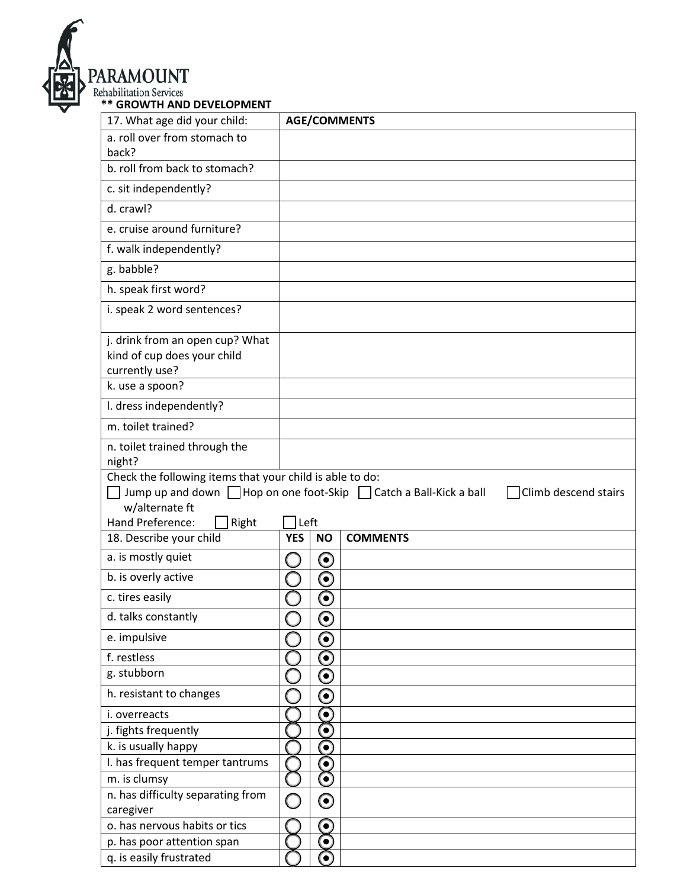PARAMOUNT
Rehabilitation Services

**** GROWTH AND DEVELOPMENT**

| 17. What age did your child: | AGE/COMMENTS |
|---|---|
| a. roll over from stomach to back? | |
| b. roll from back to stomach? | |
| c. sit independently? | |
| d. crawl? | |
| e. cruise around furniture? | |
| f. walk independently? | |
| g. babble? | |
| h. speak first word? | |
| i. speak 2 word sentences? | |
| j. drink from an open cup? What kind of cup does your child currently use? | |
| k. use a spoon? | |
| l. dress independently? | |
| m. toilet trained? | |
| n. toilet trained through the night? | |

Check the following items that your child is able to do:

☐ Jump up and down ☐ Hop on one foot-Skip ☐ Catch a Ball-Kick a ball ☐ Climb descend stairs w/alternate ft

Hand Preference: ☐ Right ☐ Left

| 18. Describe your child | YES | NO | COMMENTS |
|---|---|---|---|
| a. is mostly quiet | ○ | ◉ | |
| b. is overly active | ○ | ◉ | |
| c. tires easily | ○ | ◉ | |
| d. talks constantly | ○ | ◉ | |
| e. impulsive | ○ | ◉ | |
| f. restless | ○ | ◉ | |
| g. stubborn | ○ | ◉ | |
| h. resistant to changes | ○ | ◉ | |
| i. overreacts | ○ | ◉ | |
| j. fights frequently | ○ | ◉ | |
| k. is usually happy | ○ | ◉ | |
| l. has frequent temper tantrums | ○ | ◉ | |
| m. is clumsy | ○ | ◉ | |
| n. has difficulty separating from caregiver | ○ | ◉ | |
| o. has nervous habits or tics | ○ | ◉ | |
| p. has poor attention span | ○ | ◉ | |
| q. is easily frustrated | ○ | ◉ | |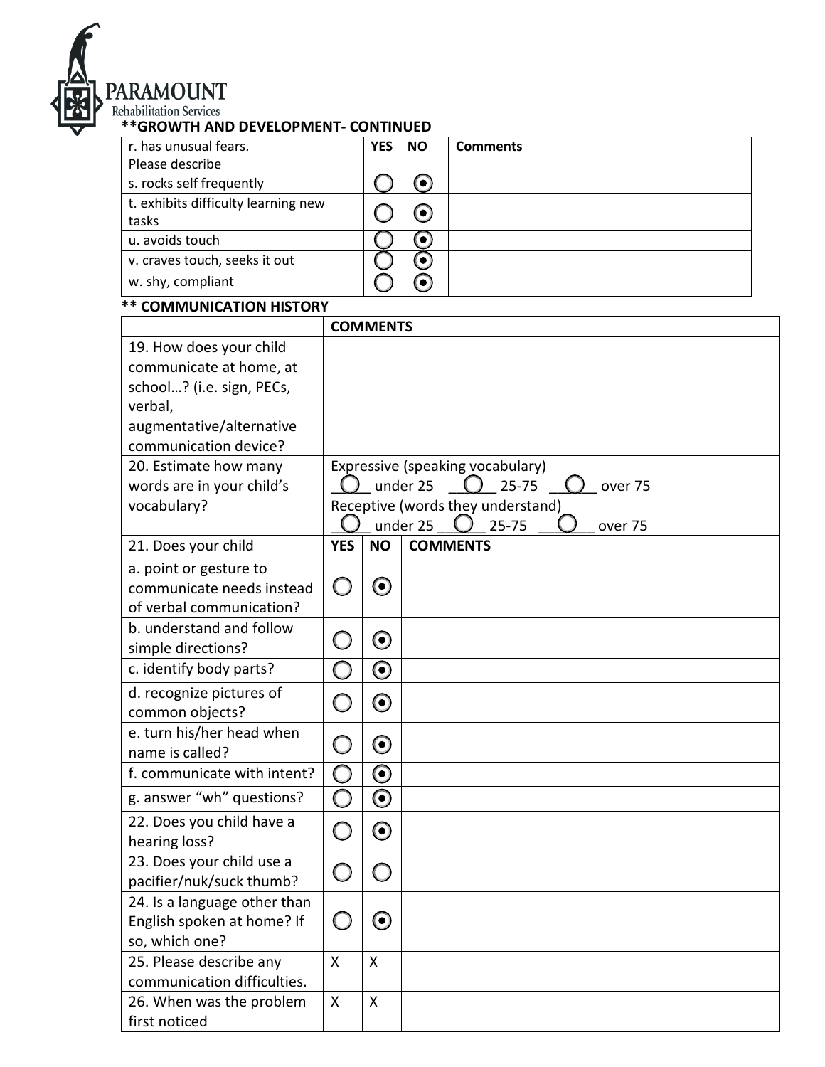PARAMOUNT
Rehabilitation Services

**GROWTH AND DEVELOPMENT- CONTINUED**

| r. has unusual fears. Please describe | YES | NO | Comments |
|---|---|---|---|
| s. rocks self frequently | ○ | ⦿ | |
| t. exhibits difficulty learning new tasks | ○ | ⦿ | |
| u. avoids touch | ○ | ⦿ | |
| v. craves touch, seeks it out | ○ | ⦿ | |
| w. shy, compliant | ○ | ⦿ | |

**COMMUNICATION HISTORY**

| | COMMENTS | | |
|---|---|---|---|
| 19. How does your child communicate at home, at school…? (i.e. sign, PECs, verbal, augmentative/alternative communication device? | | | |
| 20. Estimate how many words are in your child's vocabulary? | Expressive (speaking vocabulary) ○ under 25 ○ 25-75 ○ over 75<br>Receptive (words they understand) ○ under 25 ○ 25-75 ○ over 75 | | |
| 21. Does your child | YES | NO | COMMENTS |
| a. point or gesture to communicate needs instead of verbal communication? | ○ | ⦿ | |
| b. understand and follow simple directions? | ○ | ⦿ | |
| c. identify body parts? | ○ | ⦿ | |
| d. recognize pictures of common objects? | ○ | ⦿ | |
| e. turn his/her head when name is called? | ○ | ⦿ | |
| f. communicate with intent? | ○ | ⦿ | |
| g. answer "wh" questions? | ○ | ⦿ | |
| 22. Does you child have a hearing loss? | ○ | ⦿ | |
| 23. Does your child use a pacifier/nuk/suck thumb? | ○ | ○ | |
| 24. Is a language other than English spoken at home? If so, which one? | ○ | ⦿ | |
| 25. Please describe any communication difficulties. | X | X | |
| 26. When was the problem first noticed | X | X | |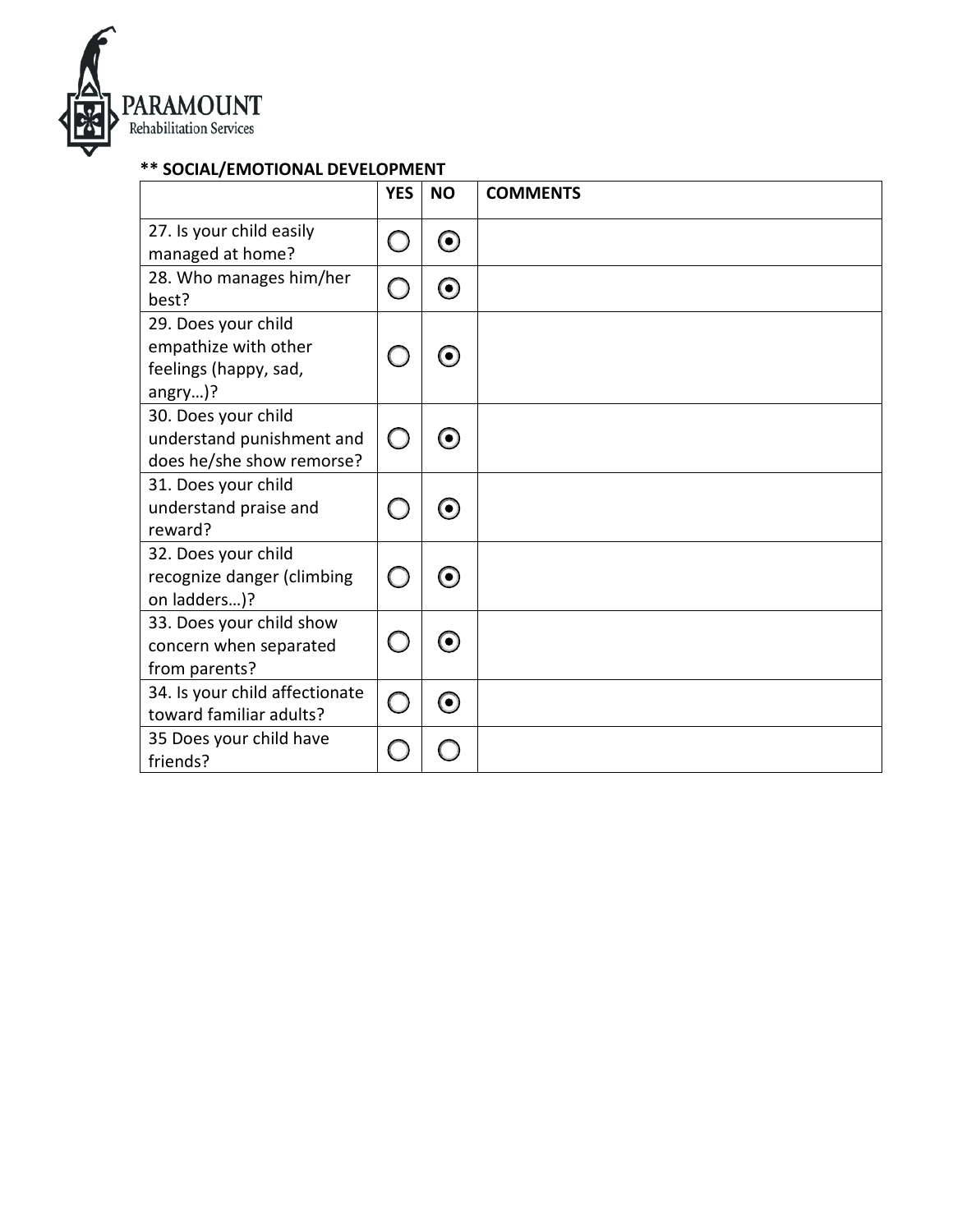## ** SOCIAL/EMOTIONAL DEVELOPMENT

| | YES | NO | COMMENTS |
|---|---|---|---|
| 27. Is your child easily managed at home? | ○ | ◉ | |
| 28. Who manages him/her best? | ○ | ◉ | |
| 29. Does your child empathize with other feelings (happy, sad, angry…)? | ○ | ◉ | |
| 30. Does your child understand punishment and does he/she show remorse? | ○ | ◉ | |
| 31. Does your child understand praise and reward? | ○ | ◉ | |
| 32. Does your child recognize danger (climbing on ladders…)? | ○ | ◉ | |
| 33. Does your child show concern when separated from parents? | ○ | ◉ | |
| 34. Is your child affectionate toward familiar adults? | ○ | ◉ | |
| 35 Does your child have friends? | ○ | ○ | |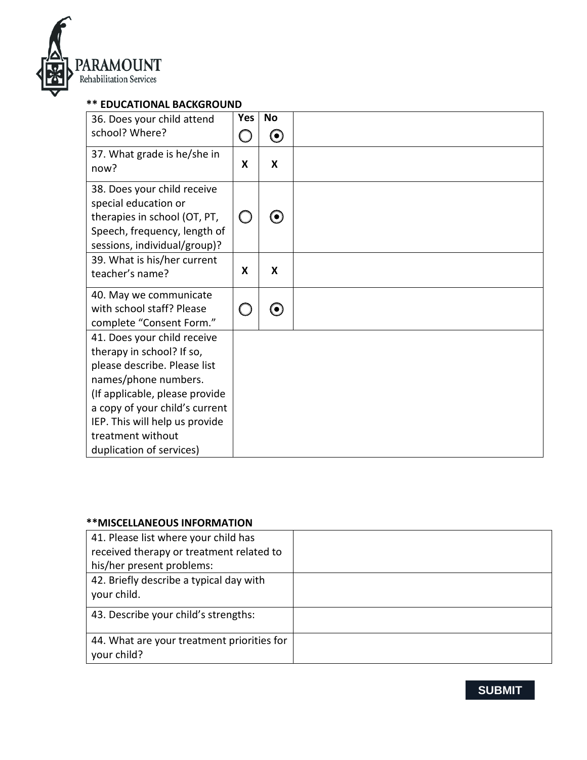**PARAMOUNT**
Rehabilitation Services

**** EDUCATIONAL BACKGROUND**

| | Yes | No | |
|---|---|---|---|
| 36. Does your child attend school? Where? | ○ | ◉ | |
| 37. What grade is he/she in now? | X | X | |
| 38. Does your child receive special education or therapies in school (OT, PT, Speech, frequency, length of sessions, individual/group)? | ○ | ◉ | |
| 39. What is his/her current teacher's name? | X | X | |
| 40. May we communicate with school staff? Please complete "Consent Form." | ○ | ◉ | |
| 41. Does your child receive therapy in school? If so, please describe. Please list names/phone numbers. (If applicable, please provide a copy of your child's current IEP. This will help us provide treatment without duplication of services) | | | |

****MISCELLANEOUS INFORMATION**

| | |
|---|---|
| 41. Please list where your child has received therapy or treatment related to his/her present problems: | |
| 42. Briefly describe a typical day with your child. | |
| 43. Describe your child's strengths: | |
| 44. What are your treatment priorities for your child? | |

SUBMIT